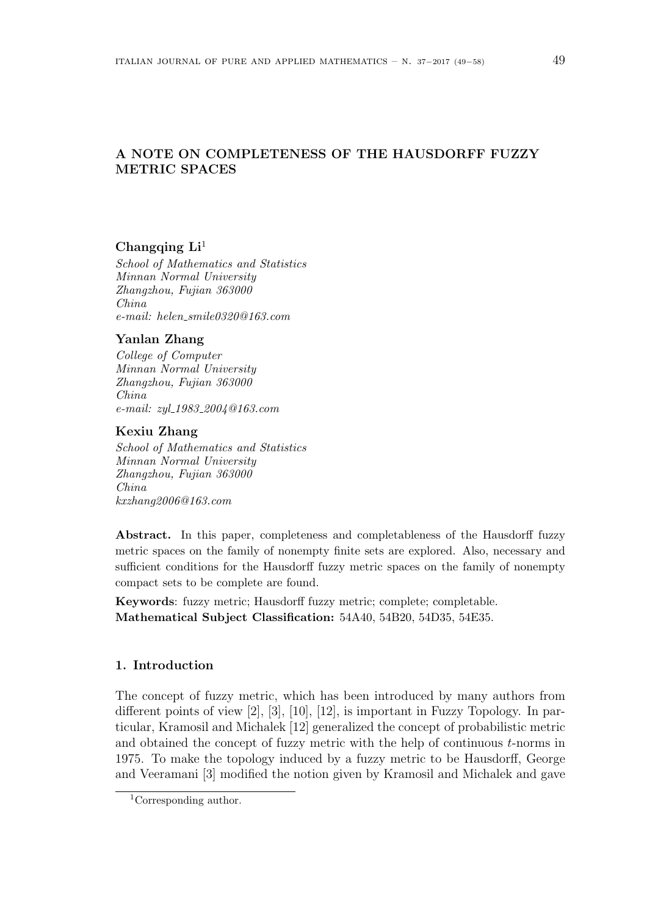# A NOTE ON COMPLETENESS OF THE HAUSDORFF FUZZY METRIC SPACES

**Changqing Li**[1]

*School of Mathematics and Statistics*
*Minnan Normal University*
*Zhangzhou, Fujian 363000*
*China*
*e-mail: helen_smile0320@163.com*

**Yanlan Zhang**

*College of Computer*
*Minnan Normal University*
*Zhangzhou, Fujian 363000*
*China*
*e-mail: zyl_1983_2004@163.com*

**Kexiu Zhang**

*School of Mathematics and Statistics*
*Minnan Normal University*
*Zhangzhou, Fujian 363000*
*China*
*kxzhang2006@163.com*

**Abstract.** In this paper, completeness and completableness of the Hausdorff fuzzy metric spaces on the family of nonempty finite sets are explored. Also, necessary and sufficient conditions for the Hausdorff fuzzy metric spaces on the family of nonempty compact sets to be complete are found.

**Keywords**: fuzzy metric; Hausdorff fuzzy metric; complete; completable.
**Mathematical Subject Classification:** 54A40, 54B20, 54D35, 54E35.

## 1. Introduction

The concept of fuzzy metric, which has been introduced by many authors from different points of view [2], [3], [10], [12], is important in Fuzzy Topology. In particular, Kramosil and Michalek [12] generalized the concept of probabilistic metric and obtained the concept of fuzzy metric with the help of continuous $t$-norms in 1975. To make the topology induced by a fuzzy metric to be Hausdorff, George and Veeramani [3] modified the notion given by Kramosil and Michalek and gave

[1] Corresponding author.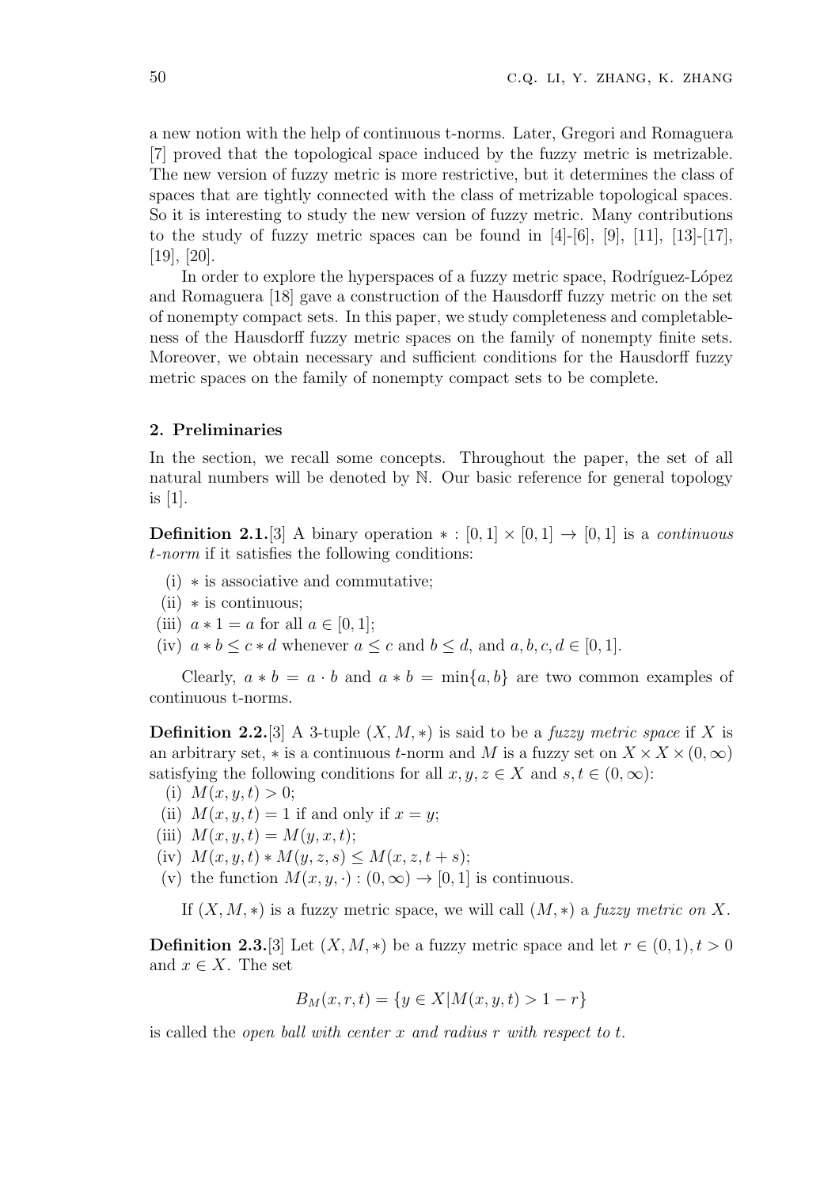a new notion with the help of continuous t-norms. Later, Gregori and Romaguera [7] proved that the topological space induced by the fuzzy metric is metrizable. The new version of fuzzy metric is more restrictive, but it determines the class of spaces that are tightly connected with the class of metrizable topological spaces. So it is interesting to study the new version of fuzzy metric. Many contributions to the study of fuzzy metric spaces can be found in [4]-[6], [9], [11], [13]-[17], [19], [20].

In order to explore the hyperspaces of a fuzzy metric space, Rodríguez-López and Romaguera [18] gave a construction of the Hausdorff fuzzy metric on the set of nonempty compact sets. In this paper, we study completeness and completableness of the Hausdorff fuzzy metric spaces on the family of nonempty finite sets. Moreover, we obtain necessary and sufficient conditions for the Hausdorff fuzzy metric spaces on the family of nonempty compact sets to be complete.

## 2. Preliminaries

In the section, we recall some concepts. Throughout the paper, the set of all natural numbers will be denoted by $\mathbb{N}$. Our basic reference for general topology is [1].

**Definition 2.1.**[3] A binary operation $*: [0,1] \times [0,1] \to [0,1]$ is a *continuous t-norm* if it satisfies the following conditions:

(i) $*$ is associative and commutative;
(ii) $*$ is continuous;
(iii) $a * 1 = a$ for all $a \in [0,1]$;
(iv) $a * b \leq c * d$ whenever $a \leq c$ and $b \leq d$, and $a, b, c, d \in [0,1]$.

Clearly, $a * b = a \cdot b$ and $a * b = \min\{a, b\}$ are two common examples of continuous t-norms.

**Definition 2.2.**[3] A 3-tuple $(X, M, *)$ is said to be a *fuzzy metric space* if $X$ is an arbitrary set, $*$ is a continuous $t$-norm and $M$ is a fuzzy set on $X \times X \times (0, \infty)$ satisfying the following conditions for all $x, y, z \in X$ and $s, t \in (0, \infty)$:

(i) $M(x, y, t) > 0$;
(ii) $M(x, y, t) = 1$ if and only if $x = y$;
(iii) $M(x, y, t) = M(y, x, t)$;
(iv) $M(x, y, t) * M(y, z, s) \leq M(x, z, t + s)$;
(v) the function $M(x, y, \cdot) : (0, \infty) \to [0, 1]$ is continuous.

If $(X, M, *)$ is a fuzzy metric space, we will call $(M, *)$ a *fuzzy metric on* $X$.

**Definition 2.3.**[3] Let $(X, M, *)$ be a fuzzy metric space and let $r \in (0, 1), t > 0$ and $x \in X$. The set

$$B_M(x, r, t) = \{y \in X | M(x, y, t) > 1 - r\}$$

is called the *open ball with center $x$ and radius $r$ with respect to $t$*.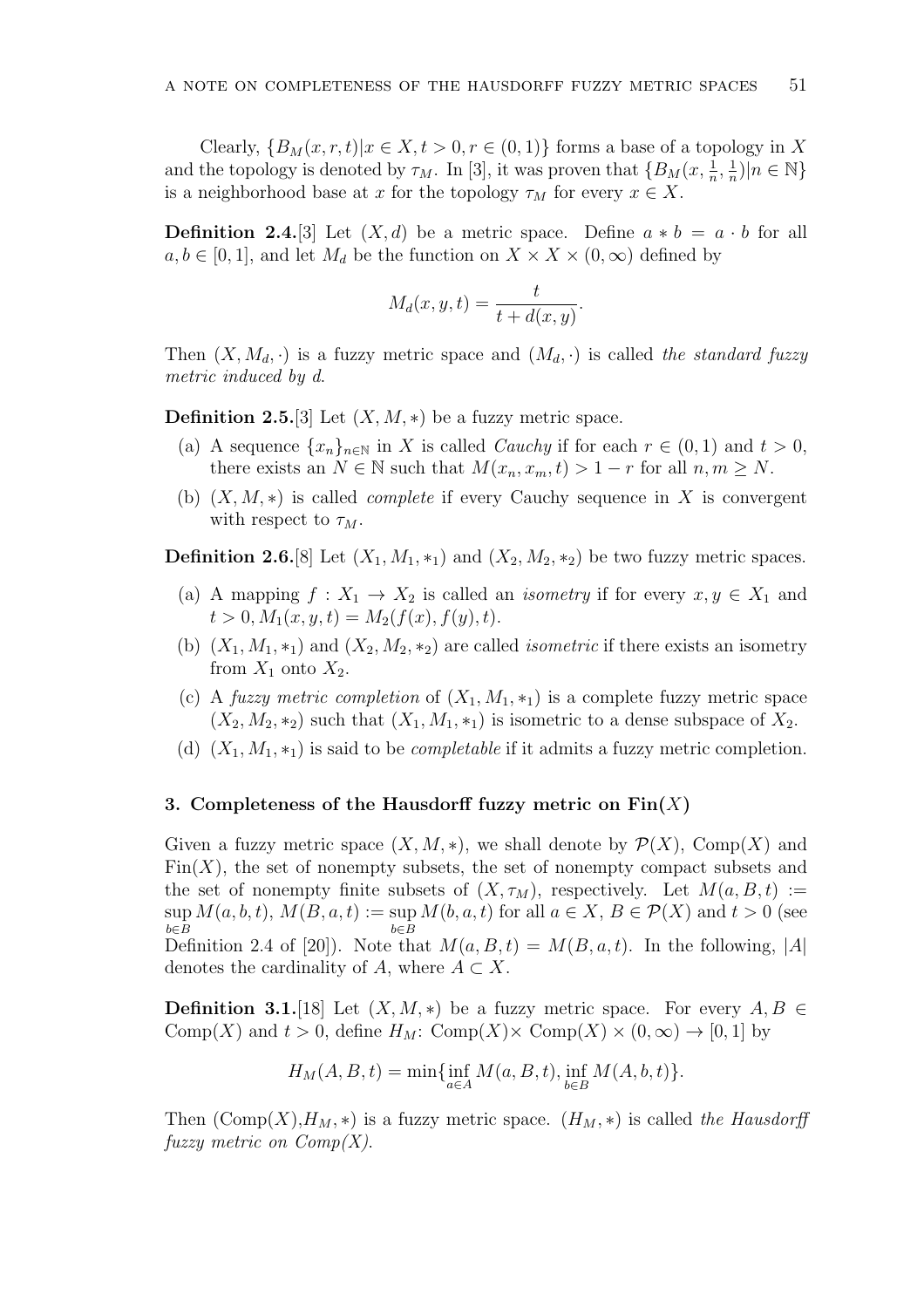Clearly, $\{B_M(x,r,t)|x \in X, t>0, r\in(0,1)\}$ forms a base of a topology in $X$ and the topology is denoted by $\tau_M$. In [3], it was proven that $\{B_M(x, \frac{1}{n}, \frac{1}{n})|n \in \mathbb{N}\}$ is a neighborhood base at $x$ for the topology $\tau_M$ for every $x \in X$.

**Definition 2.4.**[3] Let $(X,d)$ be a metric space. Define $a * b = a \cdot b$ for all $a, b \in [0,1]$, and let $M_d$ be the function on $X \times X \times (0,\infty)$ defined by

$$M_d(x,y,t) = \frac{t}{t + d(x,y)}.$$

Then $(X, M_d, \cdot)$ is a fuzzy metric space and $(M_d, \cdot)$ is called *the standard fuzzy metric induced by d*.

**Definition 2.5.**[3] Let $(X, M, *)$ be a fuzzy metric space.

(a) A sequence $\{x_n\}_{n\in\mathbb{N}}$ in $X$ is called *Cauchy* if for each $r \in (0,1)$ and $t > 0$, there exists an $N \in \mathbb{N}$ such that $M(x_n, x_m, t) > 1 - r$ for all $n, m \geq N$.

(b) $(X, M, *)$ is called *complete* if every Cauchy sequence in $X$ is convergent with respect to $\tau_M$.

**Definition 2.6.**[8] Let $(X_1, M_1, *_1)$ and $(X_2, M_2, *_2)$ be two fuzzy metric spaces.

(a) A mapping $f : X_1 \to X_2$ is called an *isometry* if for every $x, y \in X_1$ and $t > 0, M_1(x,y,t) = M_2(f(x), f(y), t)$.

(b) $(X_1, M_1, *_1)$ and $(X_2, M_2, *_2)$ are called *isometric* if there exists an isometry from $X_1$ onto $X_2$.

(c) A *fuzzy metric completion* of $(X_1, M_1, *_1)$ is a complete fuzzy metric space $(X_2, M_2, *_2)$ such that $(X_1, M_1, *_1)$ is isometric to a dense subspace of $X_2$.

(d) $(X_1, M_1, *_1)$ is said to be *completable* if it admits a fuzzy metric completion.

### 3. Completeness of the Hausdorff fuzzy metric on Fin($X$)

Given a fuzzy metric space $(X, M, *)$, we shall denote by $\mathcal{P}(X)$, Comp$(X)$ and Fin$(X)$, the set of nonempty subsets, the set of nonempty compact subsets and the set of nonempty finite subsets of $(X, \tau_M)$, respectively. Let $M(a,B,t) := \sup_{b\in B} M(a,b,t)$, $M(B,a,t) := \sup_{b\in B} M(b,a,t)$ for all $a \in X$, $B \in \mathcal{P}(X)$ and $t > 0$ (see Definition 2.4 of [20]). Note that $M(a,B,t) = M(B,a,t)$. In the following, $|A|$ denotes the cardinality of $A$, where $A \subset X$.

**Definition 3.1.**[18] Let $(X, M, *)$ be a fuzzy metric space. For every $A, B \in$ Comp$(X)$ and $t > 0$, define $H_M$: Comp$(X)\times$ Comp$(X) \times (0,\infty) \to [0,1]$ by

$$H_M(A,B,t) = \min\{\inf_{a\in A} M(a,B,t), \inf_{b\in B} M(A,b,t)\}.$$

Then (Comp$(X)$,$H_M, *$) is a fuzzy metric space. $(H_M, *)$ is called *the Hausdorff fuzzy metric on Comp(X)*.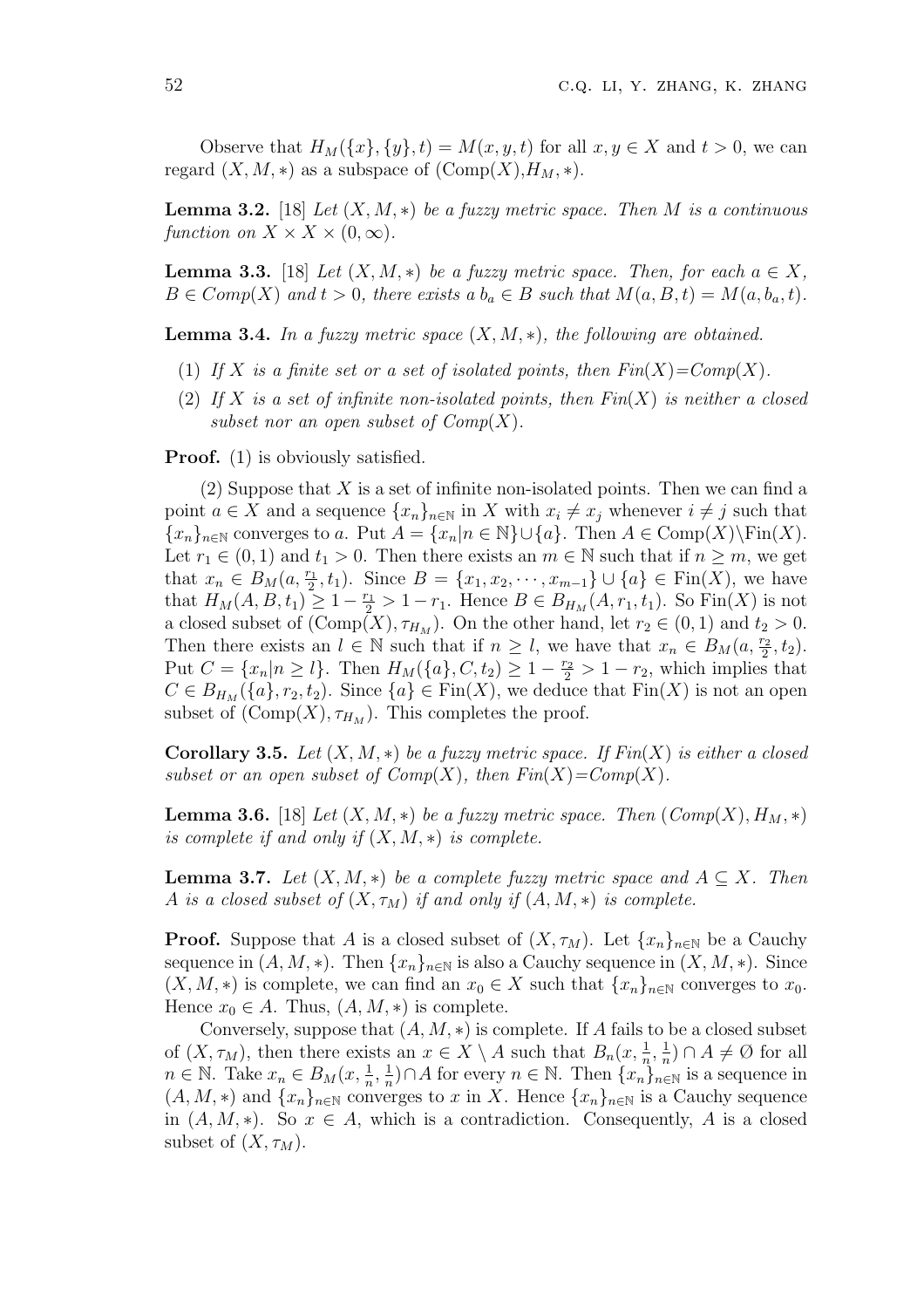Observe that $H_M(\{x\},\{y\},t) = M(x,y,t)$ for all $x, y \in X$ and $t > 0$, we can regard $(X, M, *)$ as a subspace of $(\text{Comp}(X), H_M, *)$.

**Lemma 3.2.** [18] *Let $(X, M, *)$ be a fuzzy metric space. Then $M$ is a continuous function on $X \times X \times (0, \infty)$.*

**Lemma 3.3.** [18] *Let $(X, M, *)$ be a fuzzy metric space. Then, for each $a \in X$, $B \in Comp(X)$ and $t > 0$, there exists a $b_a \in B$ such that $M(a, B, t) = M(a, b_a, t)$.*

**Lemma 3.4.** *In a fuzzy metric space $(X, M, *)$, the following are obtained.*

1. *If $X$ is a finite set or a set of isolated points, then $Fin(X)$=$Comp(X)$.*
2. *If $X$ is a set of infinite non-isolated points, then $Fin(X)$ is neither a closed subset nor an open subset of $Comp(X)$.*

**Proof.** (1) is obviously satisfied.

(2) Suppose that $X$ is a set of infinite non-isolated points. Then we can find a point $a \in X$ and a sequence $\{x_n\}_{n\in\mathbb{N}}$ in $X$ with $x_i \neq x_j$ whenever $i \neq j$ such that $\{x_n\}_{n\in\mathbb{N}}$ converges to $a$. Put $A = \{x_n | n \in \mathbb{N}\} \cup \{a\}$. Then $A \in \text{Comp}(X) \setminus \text{Fin}(X)$. Let $r_1 \in (0, 1)$ and $t_1 > 0$. Then there exists an $m \in \mathbb{N}$ such that if $n \geq m$, we get that $x_n \in B_M(a, \frac{r_1}{2}, t_1)$. Since $B = \{x_1, x_2, \cdots, x_{m-1}\} \cup \{a\} \in \text{Fin}(X)$, we have that $H_M(A, B, t_1) \geq 1 - \frac{r_1}{2} > 1 - r_1$. Hence $B \in B_{H_M}(A, r_1, t_1)$. So $\text{Fin}(X)$ is not a closed subset of $(\text{Comp}(X), \tau_{H_M})$. On the other hand, let $r_2 \in (0, 1)$ and $t_2 > 0$. Then there exists an $l \in \mathbb{N}$ such that if $n \geq l$, we have that $x_n \in B_M(a, \frac{r_2}{2}, t_2)$. Put $C = \{x_n | n \geq l\}$. Then $H_M(\{a\}, C, t_2) \geq 1 - \frac{r_2}{2} > 1 - r_2$, which implies that $C \in B_{H_M}(\{a\}, r_2, t_2)$. Since $\{a\} \in \text{Fin}(X)$, we deduce that $\text{Fin}(X)$ is not an open subset of $(\text{Comp}(X), \tau_{H_M})$. This completes the proof.

**Corollary 3.5.** *Let $(X, M, *)$ be a fuzzy metric space. If $Fin(X)$ is either a closed subset or an open subset of $Comp(X)$, then $Fin(X)$=$Comp(X)$.*

**Lemma 3.6.** [18] *Let $(X, M, *)$ be a fuzzy metric space. Then $(Comp(X), H_M, *)$ is complete if and only if $(X, M, *)$ is complete.*

**Lemma 3.7.** *Let $(X, M, *)$ be a complete fuzzy metric space and $A \subseteq X$. Then $A$ is a closed subset of $(X, \tau_M)$ if and only if $(A, M, *)$ is complete.*

**Proof.** Suppose that $A$ is a closed subset of $(X, \tau_M)$. Let $\{x_n\}_{n\in\mathbb{N}}$ be a Cauchy sequence in $(A, M, *)$. Then $\{x_n\}_{n\in\mathbb{N}}$ is also a Cauchy sequence in $(X, M, *)$. Since $(X, M, *)$ is complete, we can find an $x_0 \in X$ such that $\{x_n\}_{n\in\mathbb{N}}$ converges to $x_0$. Hence $x_0 \in A$. Thus, $(A, M, *)$ is complete.

Conversely, suppose that $(A, M, *)$ is complete. If $A$ fails to be a closed subset of $(X, \tau_M)$, then there exists an $x \in X \setminus A$ such that $B_n(x, \frac{1}{n}, \frac{1}{n}) \cap A \neq \emptyset$ for all $n \in \mathbb{N}$. Take $x_n \in B_M(x, \frac{1}{n}, \frac{1}{n}) \cap A$ for every $n \in \mathbb{N}$. Then $\{x_n\}_{n\in\mathbb{N}}$ is a sequence in $(A, M, *)$ and $\{x_n\}_{n\in\mathbb{N}}$ converges to $x$ in $X$. Hence $\{x_n\}_{n\in\mathbb{N}}$ is a Cauchy sequence in $(A, M, *)$. So $x \in A$, which is a contradiction. Consequently, $A$ is a closed subset of $(X, \tau_M)$.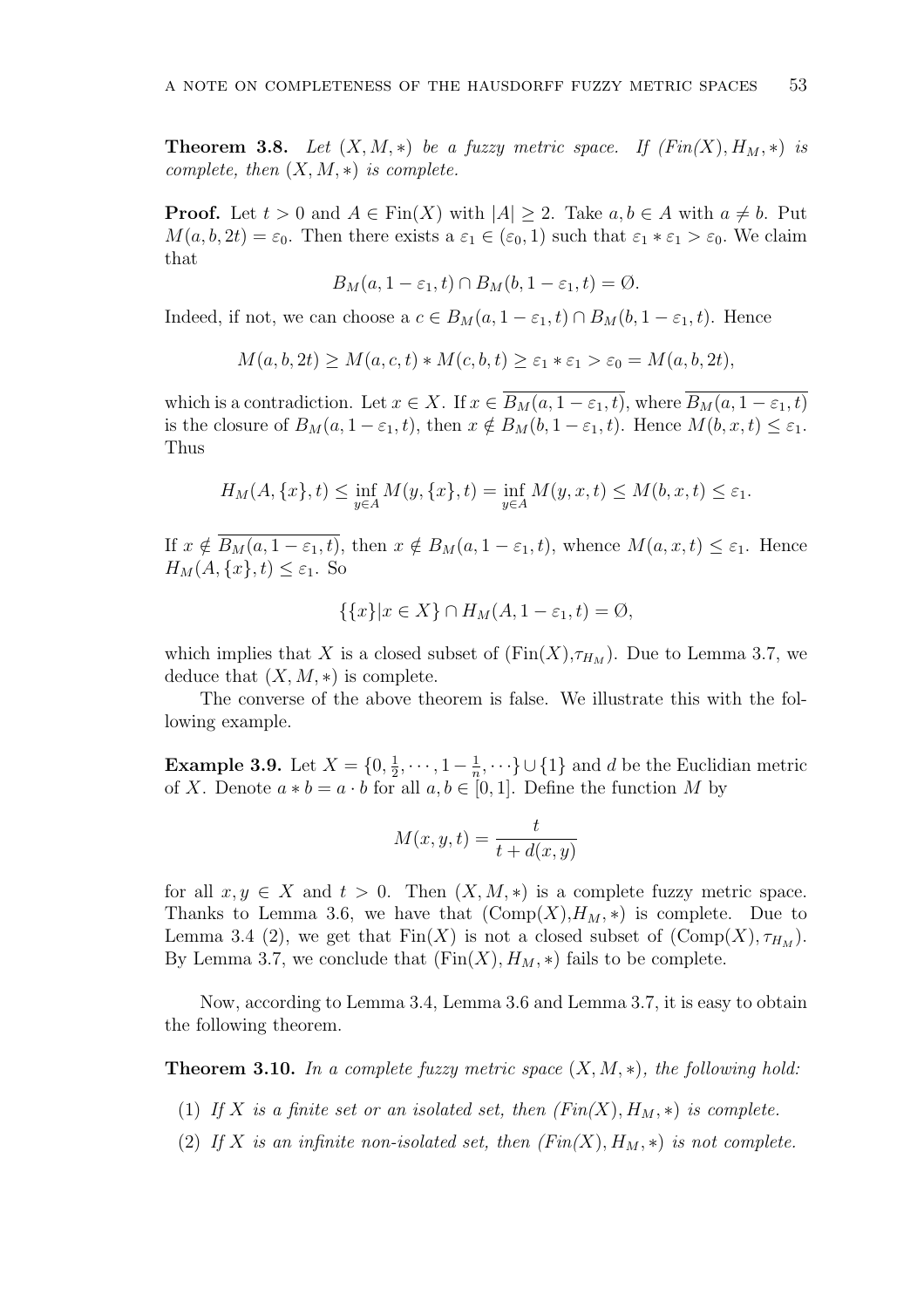**Theorem 3.8.** *Let $(X, M, *)$ be a fuzzy metric space. If $(Fin(X), H_M, *)$ is complete, then $(X, M, *)$ is complete.*

**Proof.** Let $t > 0$ and $A \in \text{Fin}(X)$ with $|A| \geq 2$. Take $a, b \in A$ with $a \neq b$. Put $M(a, b, 2t) = \varepsilon_0$. Then there exists a $\varepsilon_1 \in (\varepsilon_0, 1)$ such that $\varepsilon_1 * \varepsilon_1 > \varepsilon_0$. We claim that

$$B_M(a, 1 - \varepsilon_1, t) \cap B_M(b, 1 - \varepsilon_1, t) = \emptyset.$$

Indeed, if not, we can choose a $c \in B_M(a, 1 - \varepsilon_1, t) \cap B_M(b, 1 - \varepsilon_1, t)$. Hence

$$M(a, b, 2t) \geq M(a, c, t) * M(c, b, t) \geq \varepsilon_1 * \varepsilon_1 > \varepsilon_0 = M(a, b, 2t),$$

which is a contradiction. Let $x \in X$. If $x \in \overline{B_M(a, 1 - \varepsilon_1, t)}$, where $\overline{B_M(a, 1 - \varepsilon_1, t)}$ is the closure of $B_M(a, 1 - \varepsilon_1, t)$, then $x \notin B_M(b, 1 - \varepsilon_1, t)$. Hence $M(b, x, t) \leq \varepsilon_1$. Thus

$$H_M(A, \{x\}, t) \leq \inf_{y \in A} M(y, \{x\}, t) = \inf_{y \in A} M(y, x, t) \leq M(b, x, t) \leq \varepsilon_1.$$

If $x \notin \overline{B_M(a, 1 - \varepsilon_1, t)}$, then $x \notin B_M(a, 1 - \varepsilon_1, t)$, whence $M(a, x, t) \leq \varepsilon_1$. Hence $H_M(A, \{x\}, t) \leq \varepsilon_1$. So

$$\{\{x\} | x \in X\} \cap H_M(A, 1 - \varepsilon_1, t) = \emptyset,$$

which implies that $X$ is a closed subset of $(\text{Fin}(X), \tau_{H_M})$. Due to Lemma 3.7, we deduce that $(X, M, *)$ is complete.

The converse of the above theorem is false. We illustrate this with the following example.

**Example 3.9.** Let $X = \{0, \frac{1}{2}, \cdots, 1 - \frac{1}{n}, \cdots\} \cup \{1\}$ and $d$ be the Euclidian metric of $X$. Denote $a * b = a \cdot b$ for all $a, b \in [0, 1]$. Define the function $M$ by

$$M(x, y, t) = \frac{t}{t + d(x, y)}$$

for all $x, y \in X$ and $t > 0$. Then $(X, M, *)$ is a complete fuzzy metric space. Thanks to Lemma 3.6, we have that $(\text{Comp}(X), H_M, *)$ is complete. Due to Lemma 3.4 (2), we get that $\text{Fin}(X)$ is not a closed subset of $(\text{Comp}(X), \tau_{H_M})$. By Lemma 3.7, we conclude that $(\text{Fin}(X), H_M, *)$ fails to be complete.

Now, according to Lemma 3.4, Lemma 3.6 and Lemma 3.7, it is easy to obtain the following theorem.

**Theorem 3.10.** *In a complete fuzzy metric space $(X, M, *)$, the following hold:*

1. *If $X$ is a finite set or an isolated set, then $(Fin(X), H_M, *)$ is complete.*
2. *If $X$ is an infinite non-isolated set, then $(Fin(X), H_M, *)$ is not complete.*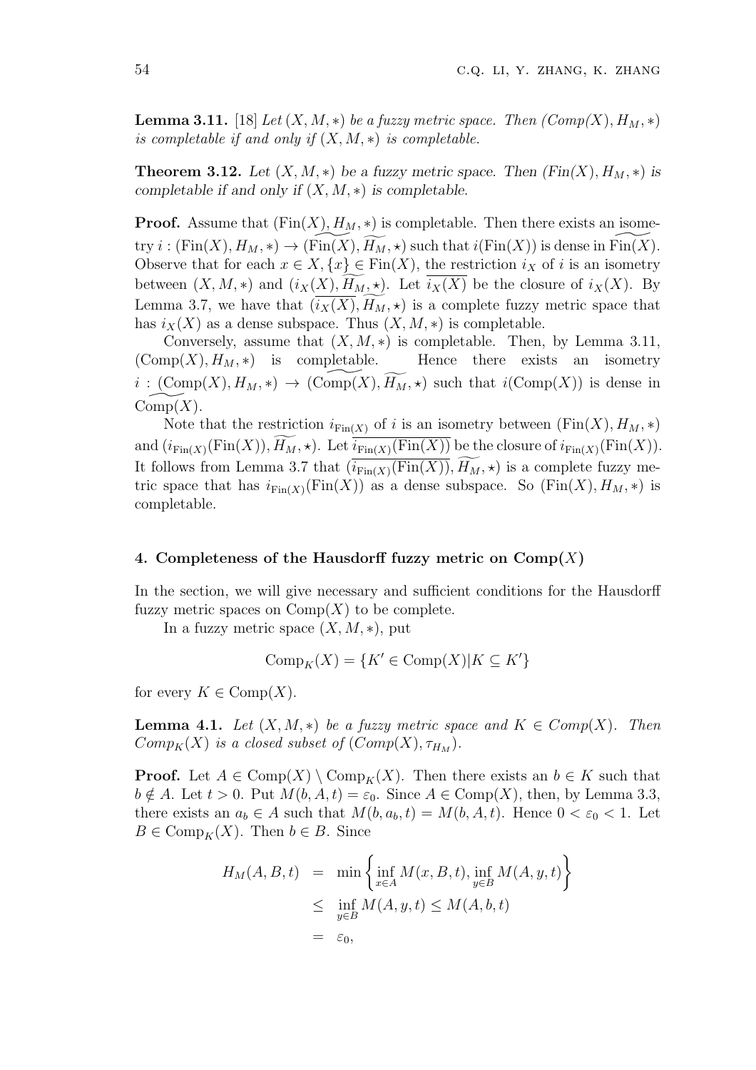**Lemma 3.11.** [18] *Let $(X, M, *)$ be a fuzzy metric space. Then $(Comp(X), H_M, *)$ is completable if and only if $(X, M, *)$ is completable.*

**Theorem 3.12.** *Let $(X, M, *)$ be a fuzzy metric space. Then $(Fin(X), H_M, *)$ is completable if and only if $(X, M, *)$ is completable.*

**Proof.** Assume that $(\text{Fin}(X), H_M, *)$ is completable. Then there exists an isometry $i : (\text{Fin}(X), H_M, *) \to (\widetilde{\text{Fin}(X)}, \widetilde{H_M}, \star)$ such that $i(\text{Fin}(X))$ is dense in $\widetilde{\text{Fin}(X)}$. Observe that for each $x \in X, \{x\} \in \text{Fin}(X)$, the restriction $i_X$ of $i$ is an isometry between $(X, M, *)$ and $(i_X(X), \widetilde{H_M}, \star)$. Let $\overline{i_X(X)}$ be the closure of $i_X(X)$. By Lemma 3.7, we have that $(\overline{i_X(X)}, \widetilde{H_M}, \star)$ is a complete fuzzy metric space that has $i_X(X)$ as a dense subspace. Thus $(X, M, *)$ is completable.

Conversely, assume that $(X, M, *)$ is completable. Then, by Lemma 3.11, $(\text{Comp}(X), H_M, *)$ is completable. Hence there exists an isometry $i : (\text{Comp}(X), H_M, *) \to (\widetilde{\text{Comp}(X)}, \widetilde{H_M}, \star)$ such that $i(\text{Comp}(X))$ is dense in $\widetilde{\text{Comp}(X)}$.

Note that the restriction $i_{\text{Fin}(X)}$ of $i$ is an isometry between $(\text{Fin}(X), H_M, *)$ and $(i_{\text{Fin}(X)}(\text{Fin}(X)), \widetilde{H_M}, \star)$. Let $\overline{i_{\text{Fin}(X)}(\text{Fin}(X))}$ be the closure of $i_{\text{Fin}(X)}(\text{Fin}(X))$. It follows from Lemma 3.7 that $(\overline{i_{\text{Fin}(X)}(\text{Fin}(X))}, \widetilde{H_M}, \star)$ is a complete fuzzy metric space that has $i_{\text{Fin}(X)}(\text{Fin}(X))$ as a dense subspace. So $(\text{Fin}(X), H_M, *)$ is completable.

## 4. Completeness of the Hausdorff fuzzy metric on $\text{Comp}(X)$

In the section, we will give necessary and sufficient conditions for the Hausdorff fuzzy metric spaces on $\text{Comp}(X)$ to be complete.

In a fuzzy metric space $(X, M, *)$, put

$$\text{Comp}_K(X) = \{K' \in \text{Comp}(X) | K \subseteq K'\}$$

for every $K \in \text{Comp}(X)$.

**Lemma 4.1.** *Let $(X, M, *)$ be a fuzzy metric space and $K \in Comp(X)$. Then $Comp_K(X)$ is a closed subset of $(Comp(X), \tau_{H_M})$.*

**Proof.** Let $A \in \text{Comp}(X) \setminus \text{Comp}_K(X)$. Then there exists an $b \in K$ such that $b \notin A$. Let $t > 0$. Put $M(b, A, t) = \varepsilon_0$. Since $A \in \text{Comp}(X)$, then, by Lemma 3.3, there exists an $a_b \in A$ such that $M(b, a_b, t) = M(b, A, t)$. Hence $0 < \varepsilon_0 < 1$. Let $B \in \text{Comp}_K(X)$. Then $b \in B$. Since

$$\begin{aligned} H_M(A, B, t) &= \min\left\{\inf_{x \in A} M(x, B, t), \inf_{y \in B} M(A, y, t)\right\} \\ &\leq \inf_{y \in B} M(A, y, t) \leq M(A, b, t) \\ &= \varepsilon_0, \end{aligned}$$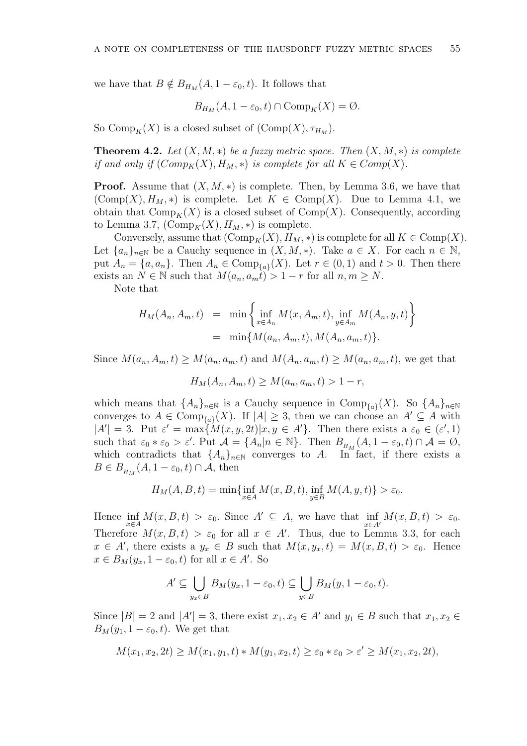we have that $B \notin B_{H_M}(A, 1-\varepsilon_0, t)$. It follows that

$$B_{H_M}(A, 1-\varepsilon_0, t) \cap \mathrm{Comp}_K(X) = \emptyset.$$

So $\mathrm{Comp}_K(X)$ is a closed subset of $(\mathrm{Comp}(X), \tau_{H_M})$.

**Theorem 4.2.** *Let $(X, M, *)$ be a fuzzy metric space. Then $(X, M, *)$ is complete if and only if $(Comp_K(X), H_M, *)$ is complete for all $K \in Comp(X)$.*

**Proof.** Assume that $(X, M, *)$ is complete. Then, by Lemma 3.6, we have that $(\mathrm{Comp}(X), H_M, *)$ is complete. Let $K \in \mathrm{Comp}(X)$. Due to Lemma 4.1, we obtain that $\mathrm{Comp}_K(X)$ is a closed subset of $\mathrm{Comp}(X)$. Consequently, according to Lemma 3.7, $(\mathrm{Comp}_K(X), H_M, *)$ is complete.

Conversely, assume that $(\mathrm{Comp}_K(X), H_M, *)$ is complete for all $K \in \mathrm{Comp}(X)$. Let $\{a_n\}_{n\in\mathbb{N}}$ be a Cauchy sequence in $(X, M, *)$. Take $a \in X$. For each $n \in \mathbb{N}$, put $A_n = \{a, a_n\}$. Then $A_n \in \mathrm{Comp}_{\{a\}}(X)$. Let $r \in (0, 1)$ and $t > 0$. Then there exists an $N \in \mathbb{N}$ such that $M(a_n, a_m t) > 1 - r$ for all $n, m \geq N$.

Note that

$$\begin{aligned} H_M(A_n, A_m, t) &= \min\left\{\inf_{x\in A_n} M(x, A_m, t), \inf_{y\in A_m} M(A_n, y, t)\right\} \\ &= \min\{M(a_n, A_m, t), M(A_n, a_m, t)\}. \end{aligned}$$

Since $M(a_n, A_m, t) \geq M(a_n, a_m, t)$ and $M(A_n, a_m, t) \geq M(a_n, a_m, t)$, we get that

$$H_M(A_n, A_m, t) \geq M(a_n, a_m, t) > 1 - r,$$

which means that $\{A_n\}_{n\in\mathbb{N}}$ is a Cauchy sequence in $\mathrm{Comp}_{\{a\}}(X)$. So $\{A_n\}_{n\in\mathbb{N}}$ converges to $A \in \mathrm{Comp}_{\{a\}}(X)$. If $|A| \geq 3$, then we can choose an $A' \subseteq A$ with $|A'| = 3$. Put $\varepsilon' = \max\{M(x, y, 2t)|x, y \in A'\}$. Then there exists a $\varepsilon_0 \in (\varepsilon', 1)$ such that $\varepsilon_0 * \varepsilon_0 > \varepsilon'$. Put $\mathcal{A} = \{A_n|n \in \mathbb{N}\}$. Then $B_{H_M}(A, 1-\varepsilon_0, t) \cap \mathcal{A} = \emptyset$, which contradicts that $\{A_n\}_{n\in\mathbb{N}}$ converges to $A$. In fact, if there exists a $B \in B_{H_M}(A, 1-\varepsilon_0, t) \cap \mathcal{A}$, then

$$H_M(A, B, t) = \min\{\inf_{x\in A} M(x, B, t), \inf_{y\in B} M(A, y, t)\} > \varepsilon_0.$$

Hence $\inf_{x\in A} M(x, B, t) > \varepsilon_0$. Since $A' \subseteq A$, we have that $\inf_{x\in A'} M(x, B, t) > \varepsilon_0$. Therefore $M(x, B, t) > \varepsilon_0$ for all $x \in A'$. Thus, due to Lemma 3.3, for each $x \in A'$, there exists a $y_x \in B$ such that $M(x, y_x, t) = M(x, B, t) > \varepsilon_0$. Hence $x \in B_M(y_x, 1-\varepsilon_0, t)$ for all $x \in A'$. So

$$A' \subseteq \bigcup_{y_x\in B} B_M(y_x, 1-\varepsilon_0, t) \subseteq \bigcup_{y\in B} B_M(y, 1-\varepsilon_0, t).$$

Since $|B| = 2$ and $|A'| = 3$, there exist $x_1, x_2 \in A'$ and $y_1 \in B$ such that $x_1, x_2 \in B_M(y_1, 1-\varepsilon_0, t)$. We get that

$$M(x_1, x_2, 2t) \geq M(x_1, y_1, t) * M(y_1, x_2, t) \geq \varepsilon_0 * \varepsilon_0 > \varepsilon' \geq M(x_1, x_2, 2t),$$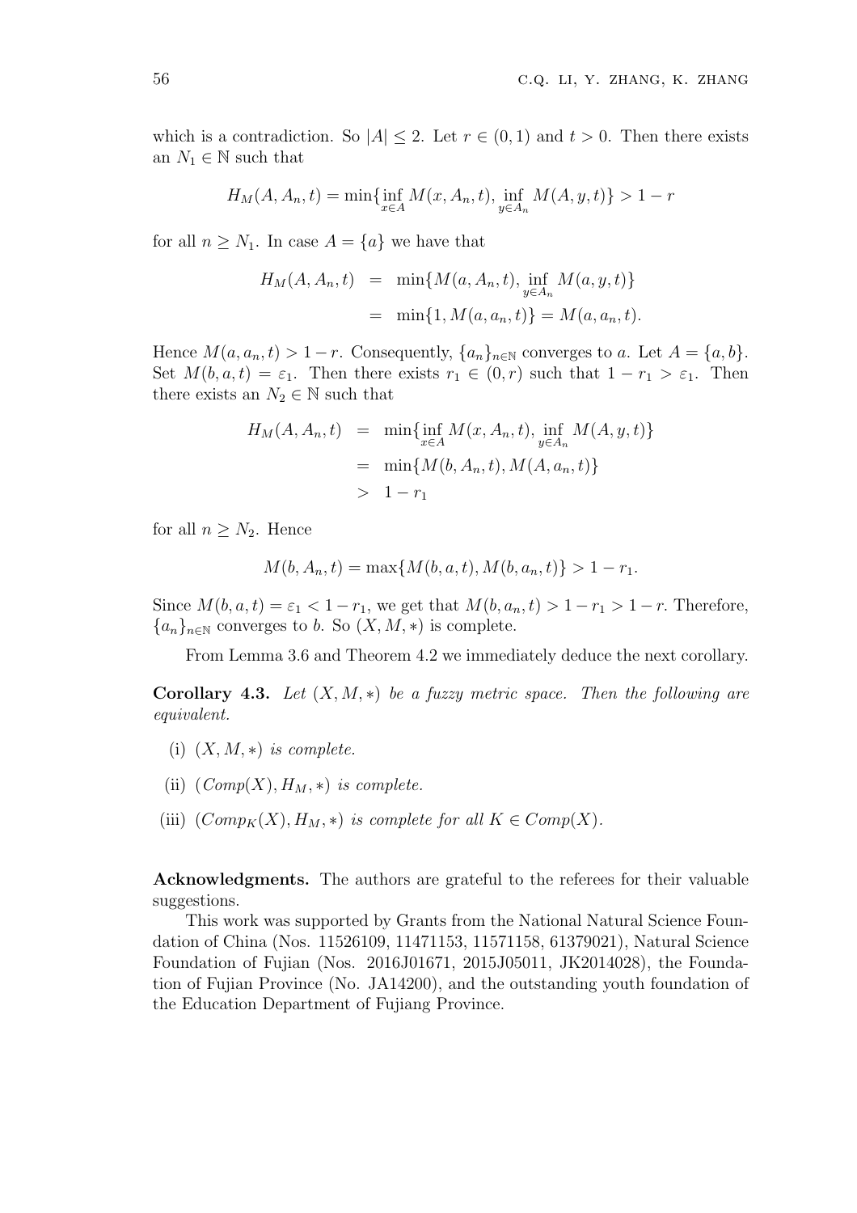which is a contradiction. So $|A| \leq 2$. Let $r \in (0,1)$ and $t > 0$. Then there exists an $N_1 \in \mathbb{N}$ such that

$$H_M(A, A_n, t) = \min\{\inf_{x\in A} M(x, A_n, t), \inf_{y\in A_n} M(A, y, t)\} > 1 - r$$

for all $n \geq N_1$. In case $A = \{a\}$ we have that

$$\begin{aligned} H_M(A, A_n, t) &= \min\{M(a, A_n, t), \inf_{y\in A_n} M(a, y, t)\} \\ &= \min\{1, M(a, a_n, t)\} = M(a, a_n, t). \end{aligned}$$

Hence $M(a, a_n, t) > 1 - r$. Consequently, $\{a_n\}_{n\in\mathbb{N}}$ converges to $a$. Let $A = \{a, b\}$. Set $M(b, a, t) = \varepsilon_1$. Then there exists $r_1 \in (0, r)$ such that $1 - r_1 > \varepsilon_1$. Then there exists an $N_2 \in \mathbb{N}$ such that

$$\begin{aligned} H_M(A, A_n, t) &= \min\{\inf_{x\in A} M(x, A_n, t), \inf_{y\in A_n} M(A, y, t)\} \\ &= \min\{M(b, A_n, t), M(A, a_n, t)\} \\ &> 1 - r_1 \end{aligned}$$

for all $n \geq N_2$. Hence

$$M(b, A_n, t) = \max\{M(b, a, t), M(b, a_n, t)\} > 1 - r_1.$$

Since $M(b, a, t) = \varepsilon_1 < 1 - r_1$, we get that $M(b, a_n, t) > 1 - r_1 > 1 - r$. Therefore, $\{a_n\}_{n\in\mathbb{N}}$ converges to $b$. So $(X, M, *)$ is complete.

From Lemma 3.6 and Theorem 4.2 we immediately deduce the next corollary.

**Corollary 4.3.** *Let $(X, M, *)$ be a fuzzy metric space. Then the following are equivalent.*

(i) *$(X, M, *)$ is complete.*

(ii) *$(Comp(X), H_M, *)$ is complete.*

(iii) *$(Comp_K(X), H_M, *)$ is complete for all $K \in Comp(X)$.*

**Acknowledgments.** The authors are grateful to the referees for their valuable suggestions.

This work was supported by Grants from the National Natural Science Foundation of China (Nos. 11526109, 11471153, 11571158, 61379021), Natural Science Foundation of Fujian (Nos. 2016J01671, 2015J05011, JK2014028), the Foundation of Fujian Province (No. JA14200), and the outstanding youth foundation of the Education Department of Fujiang Province.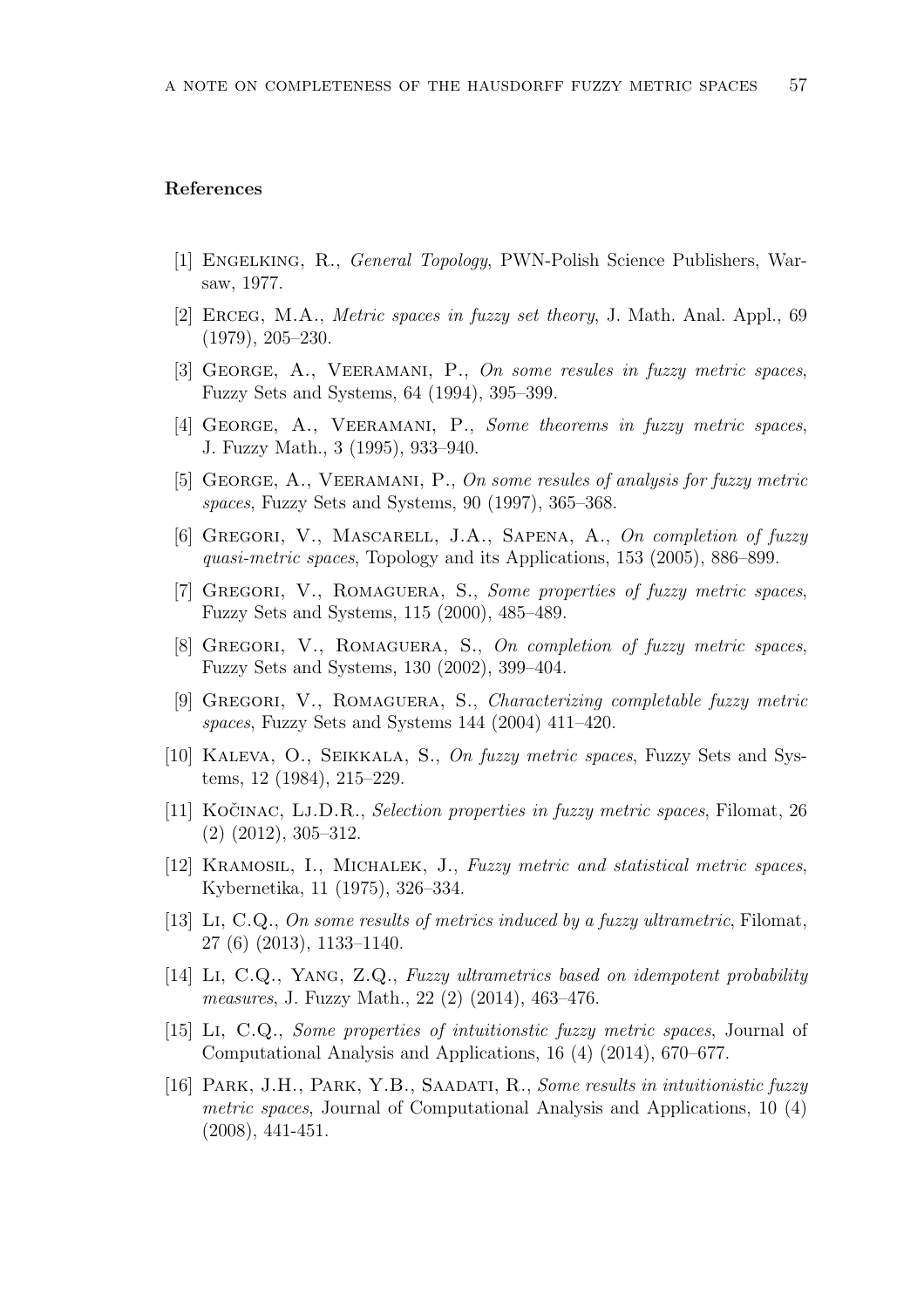## References

[1] Engelking, R., *General Topology*, PWN-Polish Science Publishers, Warsaw, 1977.

[2] Erceg, M.A., *Metric spaces in fuzzy set theory*, J. Math. Anal. Appl., 69 (1979), 205–230.

[3] George, A., Veeramani, P., *On some resules in fuzzy metric spaces*, Fuzzy Sets and Systems, 64 (1994), 395–399.

[4] George, A., Veeramani, P., *Some theorems in fuzzy metric spaces*, J. Fuzzy Math., 3 (1995), 933–940.

[5] George, A., Veeramani, P., *On some resules of analysis for fuzzy metric spaces*, Fuzzy Sets and Systems, 90 (1997), 365–368.

[6] Gregori, V., Mascarell, J.A., Sapena, A., *On completion of fuzzy quasi-metric spaces*, Topology and its Applications, 153 (2005), 886–899.

[7] Gregori, V., Romaguera, S., *Some properties of fuzzy metric spaces*, Fuzzy Sets and Systems, 115 (2000), 485–489.

[8] Gregori, V., Romaguera, S., *On completion of fuzzy metric spaces*, Fuzzy Sets and Systems, 130 (2002), 399–404.

[9] Gregori, V., Romaguera, S., *Characterizing completable fuzzy metric spaces*, Fuzzy Sets and Systems 144 (2004) 411–420.

[10] Kaleva, O., Seikkala, S., *On fuzzy metric spaces*, Fuzzy Sets and Systems, 12 (1984), 215–229.

[11] Kočinac, Lj.D.R., *Selection properties in fuzzy metric spaces*, Filomat, 26 (2) (2012), 305–312.

[12] Kramosil, I., Michalek, J., *Fuzzy metric and statistical metric spaces*, Kybernetika, 11 (1975), 326–334.

[13] Li, C.Q., *On some results of metrics induced by a fuzzy ultrametric*, Filomat, 27 (6) (2013), 1133–1140.

[14] Li, C.Q., Yang, Z.Q., *Fuzzy ultrametrics based on idempotent probability measures*, J. Fuzzy Math., 22 (2) (2014), 463–476.

[15] Li, C.Q., *Some properties of intuitionstic fuzzy metric spaces*, Journal of Computational Analysis and Applications, 16 (4) (2014), 670–677.

[16] Park, J.H., Park, Y.B., Saadati, R., *Some results in intuitionistic fuzzy metric spaces*, Journal of Computational Analysis and Applications, 10 (4) (2008), 441-451.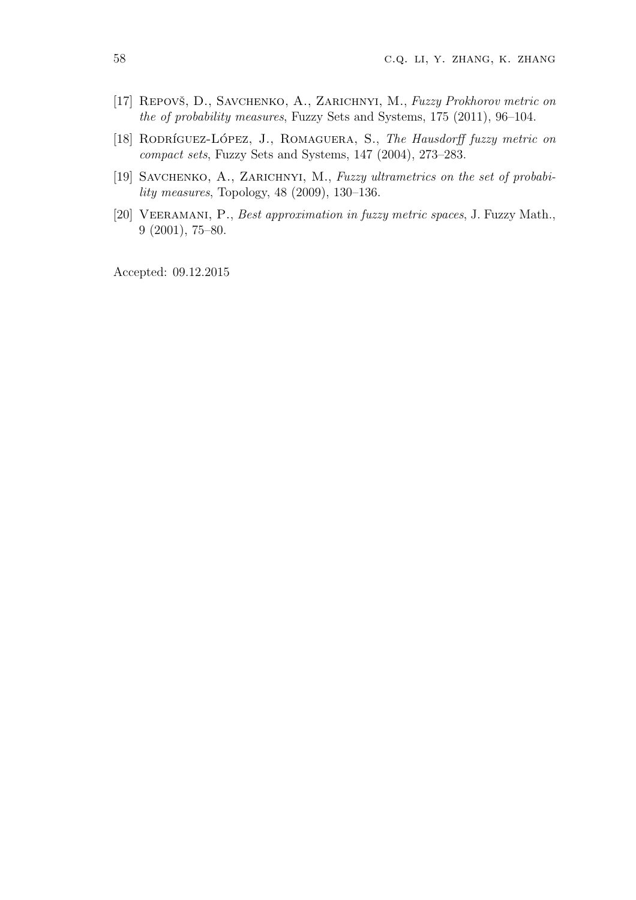[17] Repovš, D., Savchenko, A., Zarichnyi, M., *Fuzzy Prokhorov metric on the of probability measures*, Fuzzy Sets and Systems, 175 (2011), 96–104.

[18] Rodríguez-López, J., Romaguera, S., *The Hausdorff fuzzy metric on compact sets*, Fuzzy Sets and Systems, 147 (2004), 273–283.

[19] Savchenko, A., Zarichnyi, M., *Fuzzy ultrametrics on the set of probability measures*, Topology, 48 (2009), 130–136.

[20] Veeramani, P., *Best approximation in fuzzy metric spaces*, J. Fuzzy Math., 9 (2001), 75–80.

Accepted: 09.12.2015